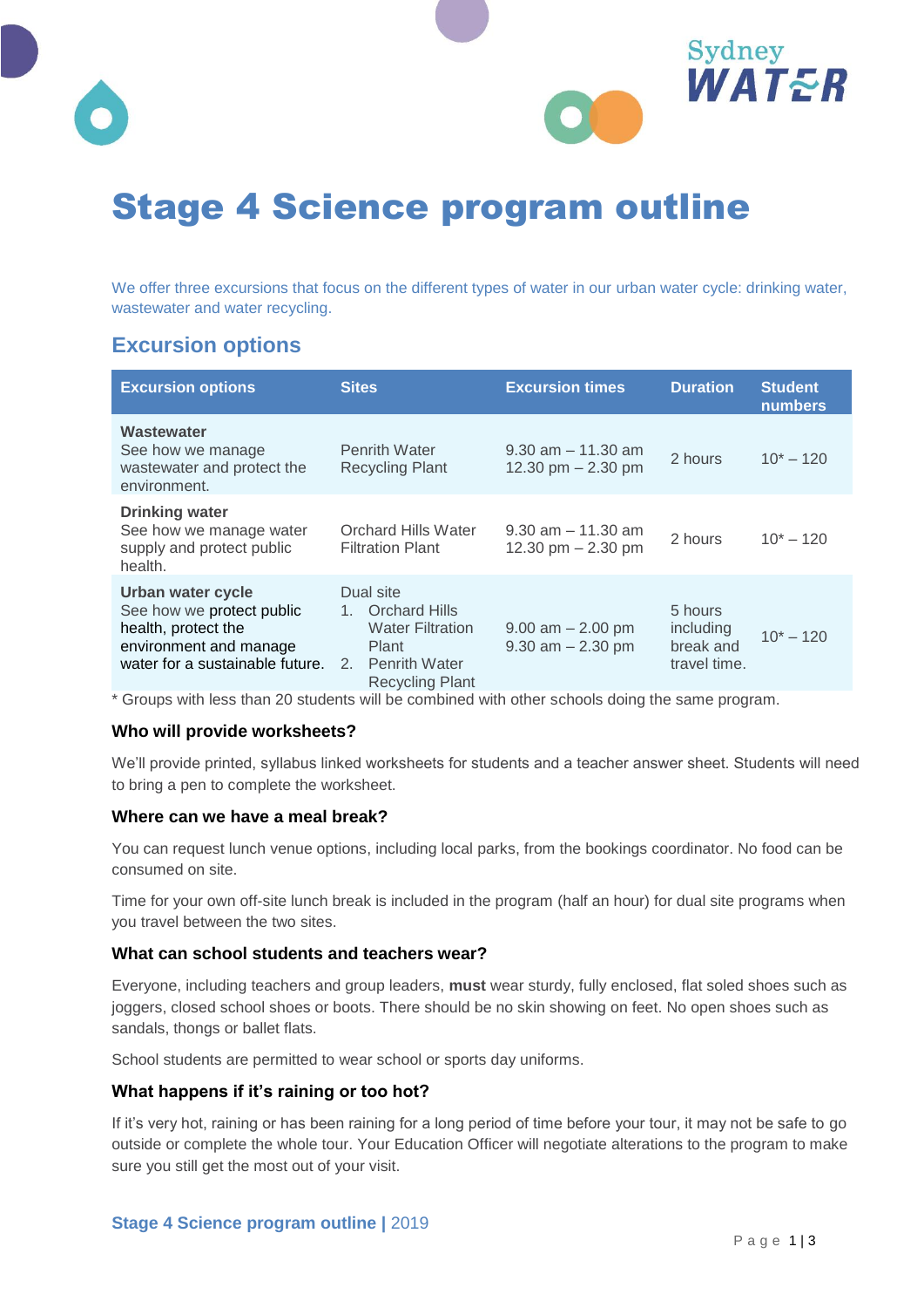# Stage 4 Science program outline

We offer three excursions that focus on the different types of water in our urban water cycle: drinking water, wastewater and water recycling.

## Excursion options

| Excursion options | Sites | Excursion times | Duration | Student numbers |
|---|---|---|---|---|
| **Wastewater**<br>See how we manage wastewater and protect the environment. | Penrith Water Recycling Plant | 9.30 am – 11.30 am<br>12.30 pm – 2.30 pm | 2 hours | 10* – 120 |
| **Drinking water**<br>See how we manage water supply and protect public health. | Orchard Hills Water Filtration Plant | 9.30 am – 11.30 am<br>12.30 pm – 2.30 pm | 2 hours | 10* – 120 |
| **Urban water cycle**<br>See how we protect public health, protect the environment and manage water for a sustainable future. | Dual site<br>1. Orchard Hills Water Filtration Plant<br>2. Penrith Water Recycling Plant | 9.00 am – 2.00 pm<br>9.30 am – 2.30 pm | 5 hours including break and travel time. | 10* – 120 |

* Groups with less than 20 students will be combined with other schools doing the same program.

### Who will provide worksheets?

We'll provide printed, syllabus linked worksheets for students and a teacher answer sheet. Students will need to bring a pen to complete the worksheet.

### Where can we have a meal break?

You can request lunch venue options, including local parks, from the bookings coordinator. No food can be consumed on site.

Time for your own off-site lunch break is included in the program (half an hour) for dual site programs when you travel between the two sites.

### What can school students and teachers wear?

Everyone, including teachers and group leaders, **must** wear sturdy, fully enclosed, flat soled shoes such as joggers, closed school shoes or boots. There should be no skin showing on feet. No open shoes such as sandals, thongs or ballet flats.

School students are permitted to wear school or sports day uniforms.

### What happens if it's raining or too hot?

If it's very hot, raining or has been raining for a long period of time before your tour, it may not be safe to go outside or complete the whole tour. Your Education Officer will negotiate alterations to the program to make sure you still get the most out of your visit.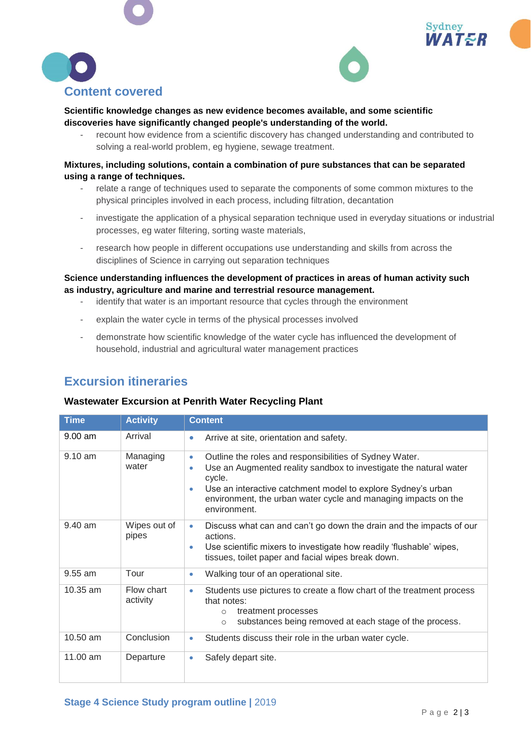## Content covered

**Scientific knowledge changes as new evidence becomes available, and some scientific discoveries have significantly changed people's understanding of the world.**

- recount how evidence from a scientific discovery has changed understanding and contributed to solving a real-world problem, eg hygiene, sewage treatment.

**Mixtures, including solutions, contain a combination of pure substances that can be separated using a range of techniques.**

- relate a range of techniques used to separate the components of some common mixtures to the physical principles involved in each process, including filtration, decantation
- investigate the application of a physical separation technique used in everyday situations or industrial processes, eg water filtering, sorting waste materials,
- research how people in different occupations use understanding and skills from across the disciplines of Science in carrying out separation techniques

**Science understanding influences the development of practices in areas of human activity such as industry, agriculture and marine and terrestrial resource management.**

- identify that water is an important resource that cycles through the environment
- explain the water cycle in terms of the physical processes involved
- demonstrate how scientific knowledge of the water cycle has influenced the development of household, industrial and agricultural water management practices

## Excursion itineraries

**Wastewater Excursion at Penrith Water Recycling Plant**

| Time | Activity | Content |
|---|---|---|
| 9.00 am | Arrival | • Arrive at site, orientation and safety. |
| 9.10 am | Managing water | • Outline the roles and responsibilities of Sydney Water.<br>• Use an Augmented reality sandbox to investigate the natural water cycle.<br>• Use an interactive catchment model to explore Sydney's urban environment, the urban water cycle and managing impacts on the environment. |
| 9.40 am | Wipes out of pipes | • Discuss what can and can't go down the drain and the impacts of our actions.<br>• Use scientific mixers to investigate how readily 'flushable' wipes, tissues, toilet paper and facial wipes break down. |
| 9.55 am | Tour | • Walking tour of an operational site. |
| 10.35 am | Flow chart activity | • Students use pictures to create a flow chart of the treatment process that notes:<br>  ○ treatment processes<br>  ○ substances being removed at each stage of the process. |
| 10.50 am | Conclusion | • Students discuss their role in the urban water cycle. |
| 11.00 am | Departure | • Safely depart site. |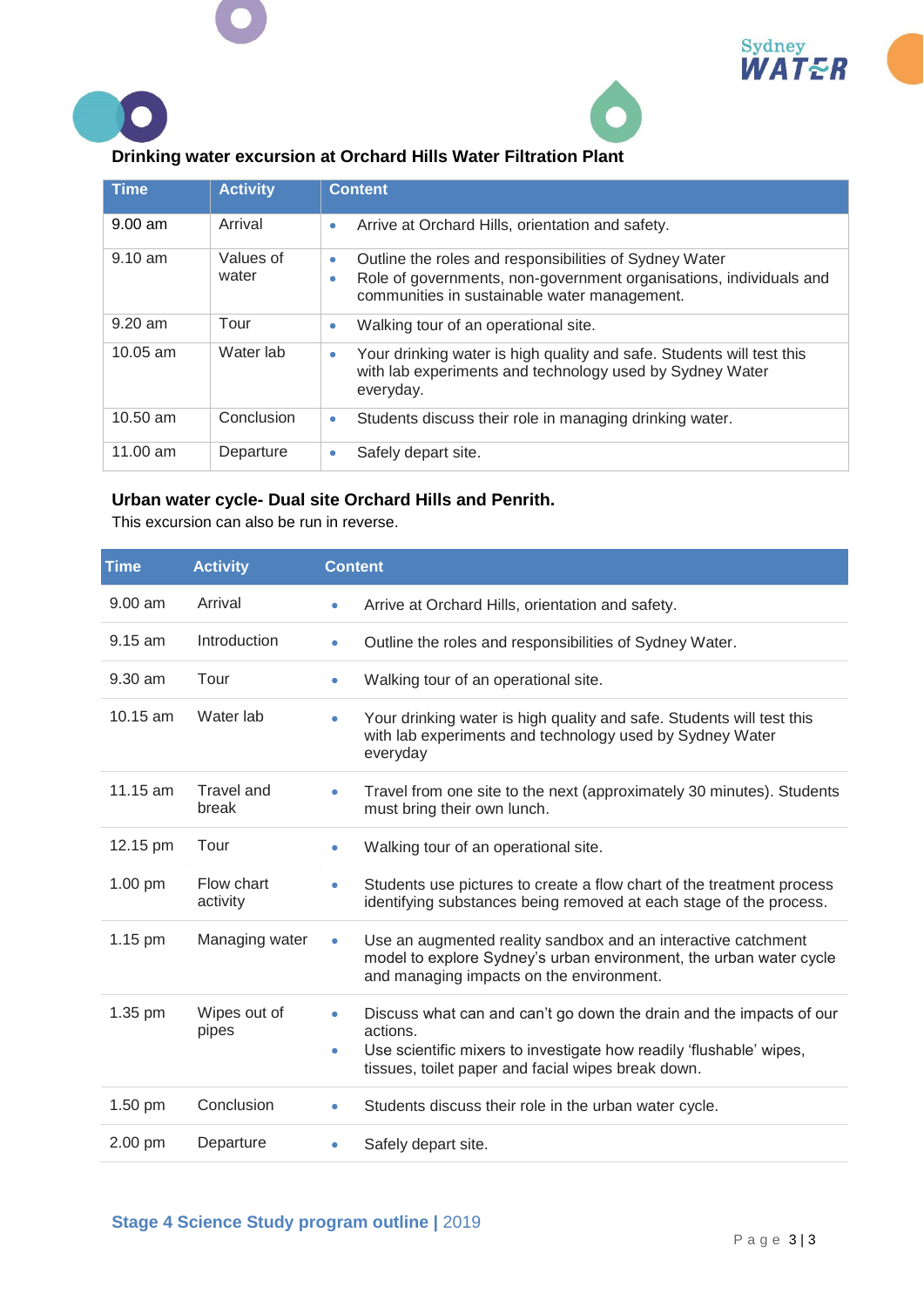**Drinking water excursion at Orchard Hills Water Filtration Plant**

| Time | Activity | Content |
|---|---|---|
| 9.00 am | Arrival | • Arrive at Orchard Hills, orientation and safety. |
| 9.10 am | Values of water | • Outline the roles and responsibilities of Sydney Water<br>• Role of governments, non-government organisations, individuals and communities in sustainable water management. |
| 9.20 am | Tour | • Walking tour of an operational site. |
| 10.05 am | Water lab | • Your drinking water is high quality and safe. Students will test this with lab experiments and technology used by Sydney Water everyday. |
| 10.50 am | Conclusion | • Students discuss their role in managing drinking water. |
| 11.00 am | Departure | • Safely depart site. |

**Urban water cycle- Dual site Orchard Hills and Penrith.**

This excursion can also be run in reverse.

| Time | Activity | Content |
|---|---|---|
| 9.00 am | Arrival | • Arrive at Orchard Hills, orientation and safety. |
| 9.15 am | Introduction | • Outline the roles and responsibilities of Sydney Water. |
| 9.30 am | Tour | • Walking tour of an operational site. |
| 10.15 am | Water lab | • Your drinking water is high quality and safe. Students will test this with lab experiments and technology used by Sydney Water everyday |
| 11.15 am | Travel and break | • Travel from one site to the next (approximately 30 minutes). Students must bring their own lunch. |
| 12.15 pm | Tour | • Walking tour of an operational site. |
| 1.00 pm | Flow chart activity | • Students use pictures to create a flow chart of the treatment process identifying substances being removed at each stage of the process. |
| 1.15 pm | Managing water | • Use an augmented reality sandbox and an interactive catchment model to explore Sydney's urban environment, the urban water cycle and managing impacts on the environment. |
| 1.35 pm | Wipes out of pipes | • Discuss what can and can't go down the drain and the impacts of our actions.<br>• Use scientific mixers to investigate how readily 'flushable' wipes, tissues, toilet paper and facial wipes break down. |
| 1.50 pm | Conclusion | • Students discuss their role in the urban water cycle. |
| 2.00 pm | Departure | • Safely depart site. |